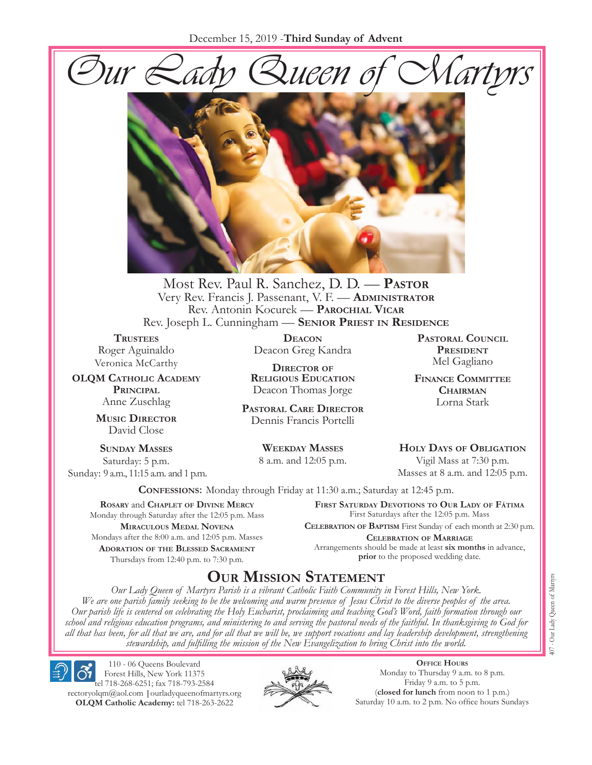December 15, 2019 - **Third Sunday of Advent**

# Our Lady Queen of Martyrs

Most Rev. Paul R. Sanchez, D. D. — **Pastor**
Very Rev. Francis J. Passenant, V. F. — **Administrator**
Rev. Antonin Kocurek — **Parochial Vicar**
Rev. Joseph L. Cunningham — **Senior Priest in Residence**

**Trustees**
Roger Aguinaldo
Veronica McCarthy

**OLQM Catholic Academy Principal**
Anne Zuschlag

**Music Director**
David Close

**Deacon**
Deacon Greg Kandra

**Director of Religious Education**
Deacon Thomas Jorge

**Pastoral Care Director**
Dennis Francis Portelli

**Pastoral Council President**
Mel Gagliano

**Finance Committee Chairman**
Lorna Stark

**Sunday Masses**
Saturday: 5 p.m.
Sunday: 9 a.m., 11:15 a.m. and 1 p.m.

**Weekday Masses**
8 a.m. and 12:05 p.m.

**Holy Days of Obligation**
Vigil Mass at 7:30 p.m.
Masses at 8 a.m. and 12:05 p.m.

**Confessions:** Monday through Friday at 11:30 a.m.; Saturday at 12:45 p.m.

**Rosary** and **Chaplet of Divine Mercy**
Monday through Saturday after the 12:05 p.m. Mass

**Miraculous Medal Novena**
Mondays after the 8:00 a.m. and 12:05 p.m. Masses

**Adoration of the Blessed Sacrament**
Thursdays from 12:40 p.m. to 7:30 p.m.

**First Saturday Devotions to Our Lady of Fátima**
First Saturdays after the 12:05 p.m. Mass

**Celebration of Baptism** First Sunday of each month at 2:30 p.m.

**Celebration of Marriage**
Arrangements should be made at least **six months** in advance, **prior** to the proposed wedding date.

## Our Mission Statement

*Our Lady Queen of Martyrs Parish is a vibrant Catholic Faith Community in Forest Hills, New York. We are one parish family seeking to be the welcoming and warm presence of Jesus Christ to the diverse peoples of the area. Our parish life is centered on celebrating the Holy Eucharist, proclaiming and teaching God's Word, faith formation through our school and religious education programs, and ministering to and serving the pastoral needs of the faithful. In thanksgiving to God for all that has been, for all that we are, and for all that we will be, we support vocations and lay leadership development, strengthening stewardship, and fulfilling the mission of the New Evangelization to bring Christ into the world.*

110 - 06 Queens Boulevard
Forest Hills, New York 11375
tel 718-268-6251; fax 718-793-2584
rectoryolqm@aol.com | ourladyqueenofmartyrs.org
**OLQM Catholic Academy:** tel 718-263-2622

**Office Hours**
Monday to Thursday 9 a.m. to 8 p.m.
Friday 9 a.m. to 5 p.m.
(**closed for lunch** from noon to 1 p.m.)
Saturday 10 a.m. to 2 p.m. No office hours Sundays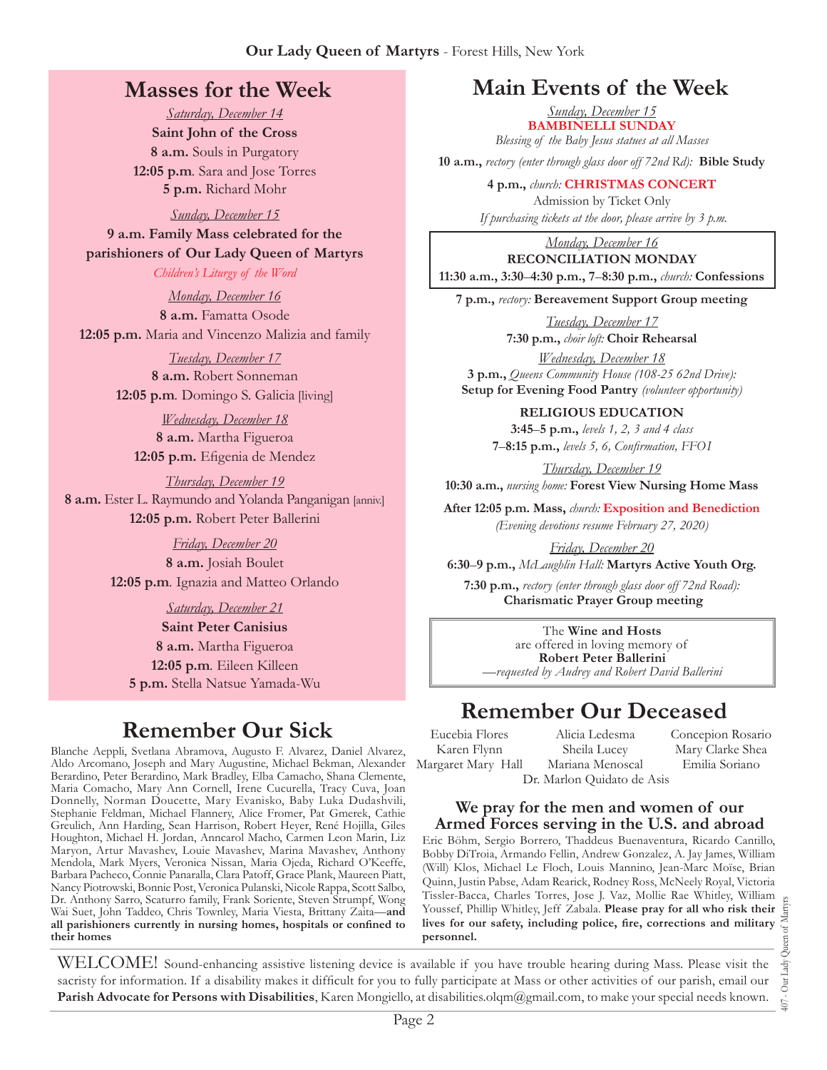# Masses for the Week

*Saturday, December 14*

**Saint John of the Cross**

**8 a.m.** Souls in Purgatory

**12:05 p.m**. Sara and Jose Torres

**5 p.m.** Richard Mohr

*Sunday, December 15*

**9 a.m. Family Mass celebrated for the parishioners of Our Lady Queen of Martyrs**

*Children's Liturgy of the Word*

*Monday, December 16*

**8 a.m.** Famatta Osode

**12:05 p.m.** Maria and Vincenzo Malizia and family

*Tuesday, December 17*

**8 a.m.** Robert Sonneman

**12:05 p.m**. Domingo S. Galicia [living]

*Wednesday, December 18*

**8 a.m.** Martha Figueroa

**12:05 p.m.** Efigenia de Mendez

*Thursday, December 19*

**8 a.m.** Ester L. Raymundo and Yolanda Panganigan [anniv.]

**12:05 p.m.** Robert Peter Ballerini

*Friday, December 20*

**8 a.m.** Josiah Boulet

**12:05 p.m**. Ignazia and Matteo Orlando

*Saturday, December 21*

**Saint Peter Canisius**

**8 a.m.** Martha Figueroa

**12:05 p.m**. Eileen Killeen

**5 p.m.** Stella Natsue Yamada-Wu

# Main Events of the Week

*Sunday, December 15*

**BAMBINELLI SUNDAY**

*Blessing of the Baby Jesus statues at all Masses*

**10 a.m.,** *rectory (enter through glass door off 72nd Rd):* **Bible Study**

**4 p.m.,** *church:* **CHRISTMAS CONCERT**

Admission by Ticket Only

*If purchasing tickets at the door, please arrive by 3 p.m.*

*Monday, December 16*

**RECONCILIATION MONDAY**

**11:30 a.m., 3:30–4:30 p.m., 7–8:30 p.m.,** *church:* **Confessions**

**7 p.m.,** *rectory:* **Bereavement Support Group meeting**

*Tuesday, December 17*

**7:30 p.m.,** *choir loft:* **Choir Rehearsal**

*Wednesday, December 18*

**3 p.m.,** *Queens Community House (108-25 62nd Drive):* **Setup for Evening Food Pantry** *(volunteer opportunity)*

**RELIGIOUS EDUCATION**

**3:45–5 p.m.,** *levels 1, 2, 3 and 4 class*

**7–8:15 p.m.,** *levels 5, 6, Confirmation, FFO1*

*Thursday, December 19*

**10:30 a.m.,** *nursing home:* **Forest View Nursing Home Mass**

**After 12:05 p.m. Mass,** *church:* **Exposition and Benediction**

*(Evening devotions resume February 27, 2020)*

*Friday, December 20*

**6:30–9 p.m.,** *McLaughlin Hall:* **Martyrs Active Youth Org.**

**7:30 p.m.,** *rectory (enter through glass door off 72nd Road):* **Charismatic Prayer Group meeting**

The **Wine and Hosts** are offered in loving memory of **Robert Peter Ballerini** *—requested by Audrey and Robert David Ballerini*

# Remember Our Sick

Blanche Aeppli, Svetlana Abramova, Augusto F. Alvarez, Daniel Alvarez, Aldo Arcomano, Joseph and Mary Augustine, Michael Bekman, Alexander Berardino, Peter Berardino, Mark Bradley, Elba Camacho, Shana Clemente, Maria Comacho, Mary Ann Cornell, Irene Cucurella, Tracy Cuva, Joan Donnelly, Norman Doucette, Mary Evanisko, Baby Luka Dudashvili, Stephanie Feldman, Michael Flannery, Alice Fromer, Pat Gmerek, Cathie Greulich, Ann Harding, Sean Harrison, Robert Heyer, René Hojilla, Giles Houghton, Michael H. Jordan, Anncarol Macho, Carmen Leon Marin, Liz Maryon, Artur Mavashev, Louie Mavashev, Marina Mavashev, Anthony Mendola, Mark Myers, Veronica Nissan, Maria Ojeda, Richard O'Keeffe, Barbara Pacheco, Connie Panaralla, Clara Patoff, Grace Plank, Maureen Piatt, Nancy Piotrowski, Bonnie Post, Veronica Pulanski, Nicole Rappa, Scott Salbo, Dr. Anthony Sarro, Scaturro family, Frank Soriente, Steven Strumpf, Wong Wai Suet, John Taddeo, Chris Townley, Maria Viesta, Brittany Zaita—**and all parishioners currently in nursing homes, hospitals or confined to their homes**

# Remember Our Deceased

Eucebia Flores, Karen Flynn, Margaret Mary Hall, Alicia Ledesma, Sheila Lucey, Mariana Menoscal, Concepion Rosario, Mary Clarke Shea, Emilia Soriano, Dr. Marlon Quidato de Asis

## We pray for the men and women of our Armed Forces serving in the U.S. and abroad

Eric Böhm, Sergio Borrero, Thaddeus Buenaventura, Ricardo Cantillo, Bobby DiTroia, Armando Fellin, Andrew Gonzalez, A. Jay James, William (Will) Klos, Michael Le Floch, Louis Mannino, Jean-Marc Moïse, Brian Quinn, Justin Pabse, Adam Rearick, Rodney Ross, McNeely Royal, Victoria Tissler-Bacca, Charles Torres, Jose J. Vaz, Mollie Rae Whitley, William Youssef, Phillip Whitley, Jeff Zabala. **Please pray for all who risk their lives for our safety, including police, fire, corrections and military personnel.**

WELCOME! Sound-enhancing assistive listening device is available if you have trouble hearing during Mass. Please visit the sacristy for information. If a disability makes it difficult for you to fully participate at Mass or other activities of our parish, email our **Parish Advocate for Persons with Disabilities**, Karen Mongiello, at disabilities.olqm@gmail.com, to make your special needs known.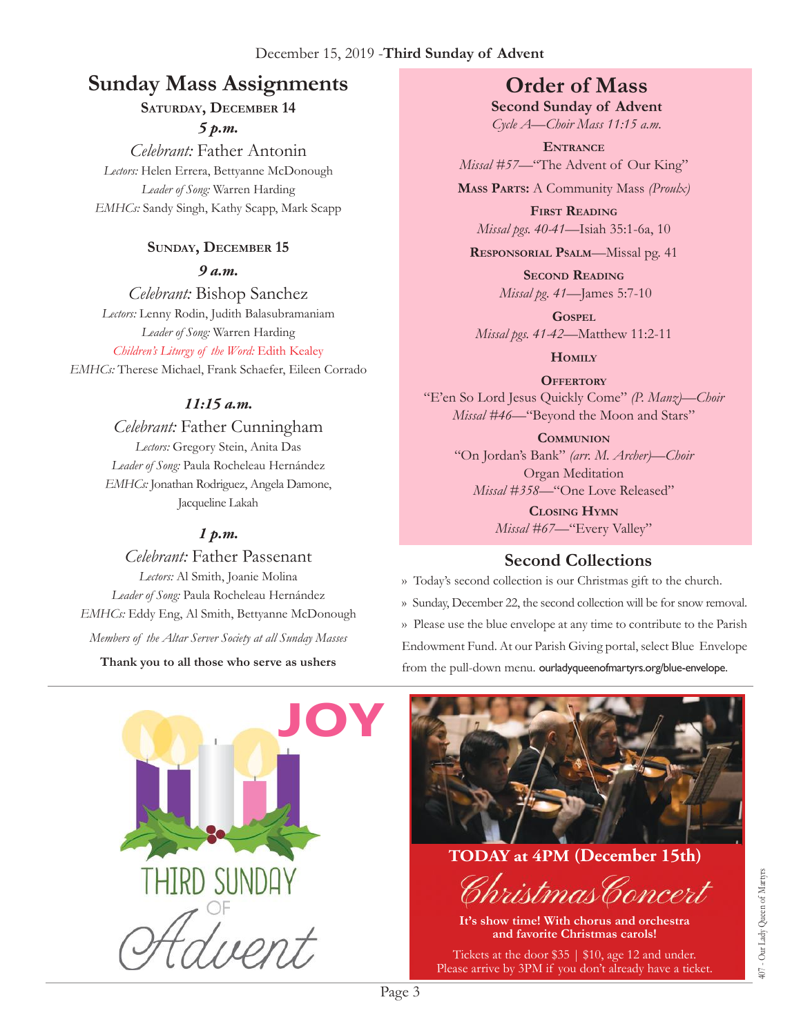December 15, 2019 - **Third Sunday of Advent**

# Sunday Mass Assignments

### SATURDAY, DECEMBER 14

***5 p.m.***

*Celebrant:* Father Antonin
*Lectors:* Helen Errera, Bettyanne McDonough
*Leader of Song:* Warren Harding
*EMHCs:* Sandy Singh, Kathy Scapp, Mark Scapp

### SUNDAY, DECEMBER 15

***9 a.m.***

*Celebrant:* Bishop Sanchez
*Lectors:* Lenny Rodin, Judith Balasubramaniam
*Leader of Song:* Warren Harding
*Children's Liturgy of the Word:* Edith Kealey
*EMHCs:* Therese Michael, Frank Schaefer, Eileen Corrado

***11:15 a.m.***

*Celebrant:* Father Cunningham
*Lectors:* Gregory Stein, Anita Das
*Leader of Song:* Paula Rocheleau Hernández
*EMHCs:* Jonathan Rodriguez, Angela Damone, Jacqueline Lakah

***1 p.m.***

*Celebrant:* Father Passenant
*Lectors:* Al Smith, Joanie Molina
*Leader of Song:* Paula Rocheleau Hernández
*EMHCs:* Eddy Eng, Al Smith, Bettyanne McDonough

*Members of the Altar Server Society at all Sunday Masses*

**Thank you to all those who serve as ushers**

# Order of Mass

**Second Sunday of Advent**
*Cycle A—Choir Mass 11:15 a.m.*

**ENTRANCE**
*Missal #57*—"The Advent of Our King"

**MASS PARTS:** A Community Mass *(Proulx)*

**FIRST READING**
*Missal pgs. 40-41*—Isiah 35:1-6a, 10

**RESPONSORIAL PSALM**—Missal pg. 41

**SECOND READING**
*Missal pg. 41*—James 5:7-10

**GOSPEL**
*Missal pgs. 41-42*—Matthew 11:2-11

**HOMILY**

**OFFERTORY**
"E'en So Lord Jesus Quickly Come" *(P. Manz)—Choir*
*Missal #46*—"Beyond the Moon and Stars"

**COMMUNION**
"On Jordan's Bank" *(arr. M. Archer)—Choir*
Organ Meditation
*Missal #358*—"One Love Released"

**CLOSING HYMN**
*Missal #67*—"Every Valley"

## Second Collections

» Today's second collection is our Christmas gift to the church.

» Sunday, December 22, the second collection will be for snow removal.

» Please use the blue envelope at any time to contribute to the Parish Endowment Fund. At our Parish Giving portal, select Blue Envelope from the pull-down menu. ourladyqueenofmartyrs.org/blue-envelope.

JOY

THIRD SUNDAY OF Advent

**TODAY at 4PM (December 15th)**

*Christmas Concert*

**It's show time! With chorus and orchestra and favorite Christmas carols!**

Tickets at the door $35 | $10, age 12 and under.
Please arrive by 3PM if you don't already have a ticket.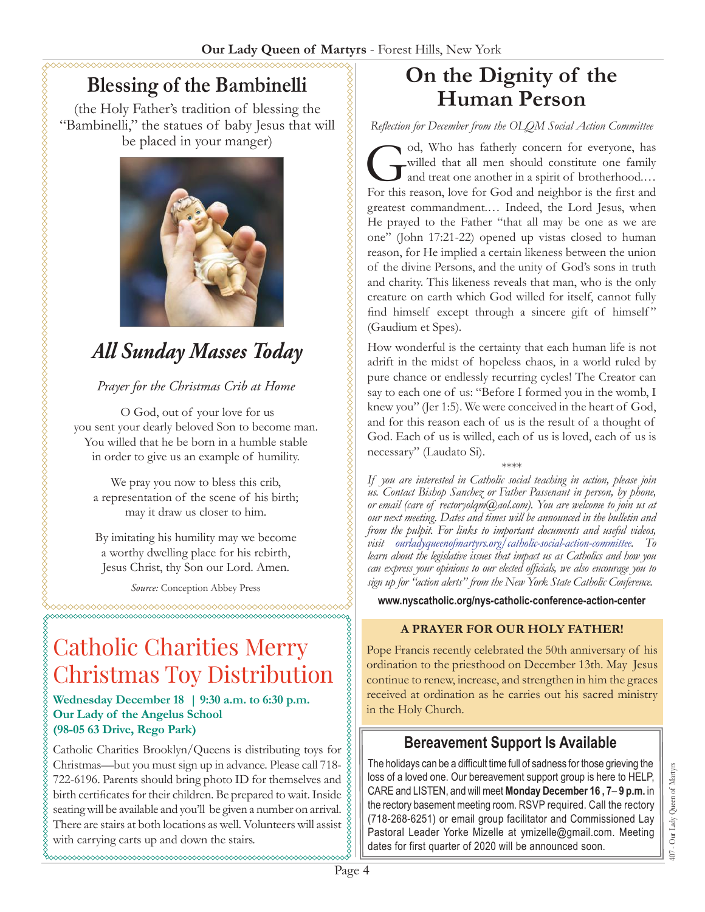## Blessing of the Bambinelli

(the Holy Father's tradition of blessing the "Bambinelli," the statues of baby Jesus that will be placed in your manger)

## *All Sunday Masses Today*

*Prayer for the Christmas Crib at Home*

O God, out of your love for us
you sent your dearly beloved Son to become man.
You willed that he be born in a humble stable
in order to give us an example of humility.

We pray you now to bless this crib,
a representation of the scene of his birth;
may it draw us closer to him.

By imitating his humility may we become
a worthy dwelling place for his rebirth,
Jesus Christ, thy Son our Lord. Amen.

*Source:* Conception Abbey Press

## Catholic Charities Merry Christmas Toy Distribution

**Wednesday December 18 | 9:30 a.m. to 6:30 p.m.**
**Our Lady of the Angelus School**
**(98-05 63 Drive, Rego Park)**

Catholic Charities Brooklyn/Queens is distributing toys for Christmas—but you must sign up in advance. Please call 718-722-6196. Parents should bring photo ID for themselves and birth certificates for their children. Be prepared to wait. Inside seating will be available and you'll be given a number on arrival. There are stairs at both locations as well. Volunteers will assist with carrying carts up and down the stairs.

## On the Dignity of the Human Person

*Reflection for December from the OLQM Social Action Committee*

God, Who has fatherly concern for everyone, has willed that all men should constitute one family and treat one another in a spirit of brotherhood.… For this reason, love for God and neighbor is the first and greatest commandment.… Indeed, the Lord Jesus, when He prayed to the Father "that all may be one as we are one" (John 17:21-22) opened up vistas closed to human reason, for He implied a certain likeness between the union of the divine Persons, and the unity of God's sons in truth and charity. This likeness reveals that man, who is the only creature on earth which God willed for itself, cannot fully find himself except through a sincere gift of himself" (Gaudium et Spes).

How wonderful is the certainty that each human life is not adrift in the midst of hopeless chaos, in a world ruled by pure chance or endlessly recurring cycles! The Creator can say to each one of us: "Before I formed you in the womb, I knew you" (Jer 1:5). We were conceived in the heart of God, and for this reason each of us is the result of a thought of God. Each of us is willed, each of us is loved, each of us is necessary" (Laudato Si).

\*\*\*\*

*If you are interested in Catholic social teaching in action, please join us. Contact Bishop Sanchez or Father Passenant in person, by phone, or email (care of rectoryolqm@aol.com). You are welcome to join us at our next meeting. Dates and times will be announced in the bulletin and from the pulpit. For links to important documents and useful videos, visit ourladyqueenofmartyrs.org/catholic-social-action-committee. To learn about the legislative issues that impact us as Catholics and how you can express your opinions to our elected officials, we also encourage you to sign up for "action alerts" from the New York State Catholic Conference.*

**www.nyscatholic.org/nys-catholic-conference-action-center**

**A PRAYER FOR OUR HOLY FATHER!**

Pope Francis recently celebrated the 50th anniversary of his ordination to the priesthood on December 13th. May Jesus continue to renew, increase, and strengthen in him the graces received at ordination as he carries out his sacred ministry in the Holy Church.

## Bereavement Support Is Available

The holidays can be a difficult time full of sadness for those grieving the loss of a loved one. Our bereavement support group is here to HELP, CARE and LISTEN, and will meet **Monday December 16 , 7– 9 p.m.** in the rectory basement meeting room. RSVP required. Call the rectory (718-268-6251) or email group facilitator and Commissioned Lay Pastoral Leader Yorke Mizelle at ymizelle@gmail.com. Meeting dates for first quarter of 2020 will be announced soon.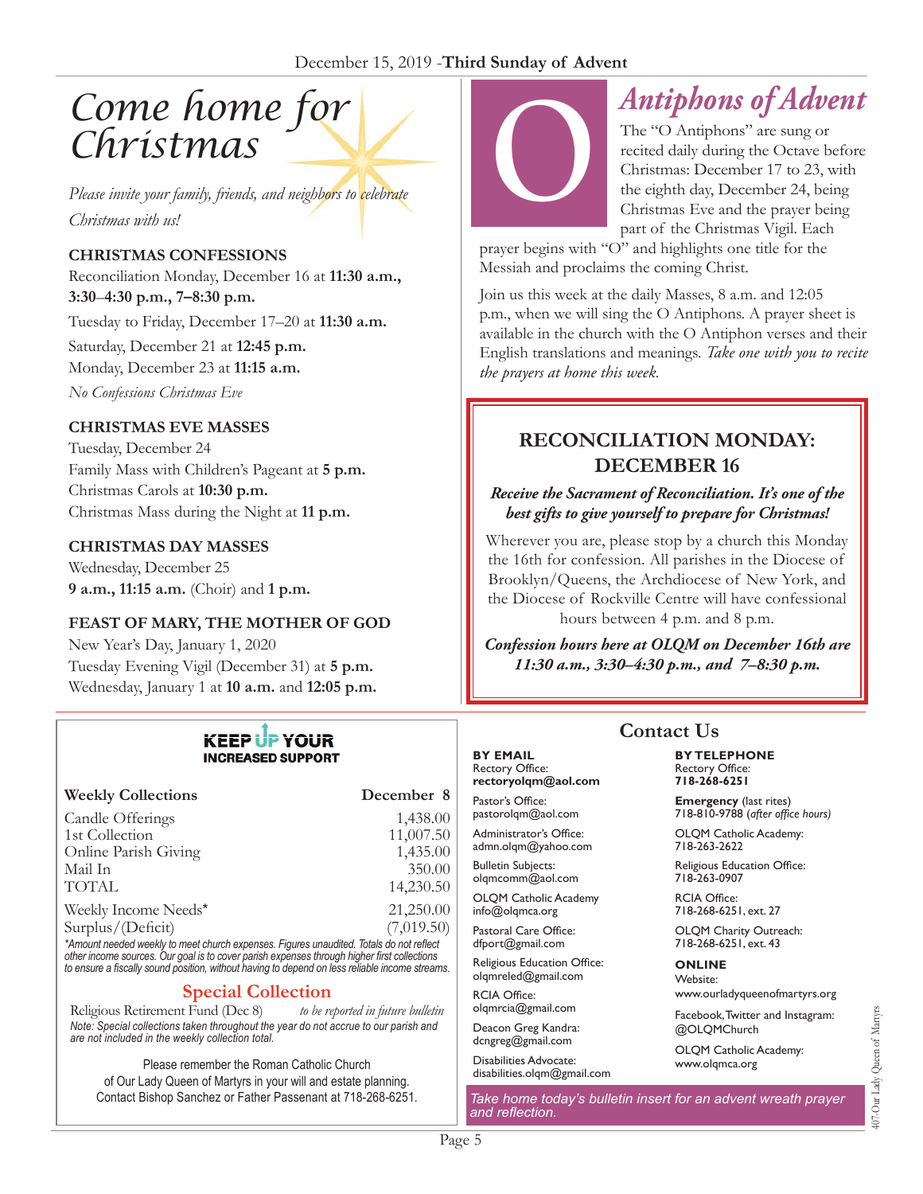December 15, 2019 -**Third Sunday of Advent**

# Come home for Christmas

*Please invite your family, friends, and neighbors to celebrate Christmas with us!*

**CHRISTMAS CONFESSIONS**

Reconciliation Monday, December 16 at **11:30 a.m., 3:30–4:30 p.m., 7–8:30 p.m.**

Tuesday to Friday, December 17–20 at **11:30 a.m.**

Saturday, December 21 at **12:45 p.m.**

Monday, December 23 at **11:15 a.m.**

*No Confessions Christmas Eve*

**CHRISTMAS EVE MASSES**

Tuesday, December 24

Family Mass with Children's Pageant at **5 p.m.**

Christmas Carols at **10:30 p.m.**

Christmas Mass during the Night at **11 p.m.**

**CHRISTMAS DAY MASSES**

Wednesday, December 25

**9 a.m., 11:15 a.m.** (Choir) and **1 p.m.**

**FEAST OF MARY, THE MOTHER OF GOD**

New Year's Day, January 1, 2020

Tuesday Evening Vigil (December 31) at **5 p.m.**

Wednesday, January 1 at **10 a.m.** and **12:05 p.m.**

# O Antiphons of Advent

The "O Antiphons" are sung or recited daily during the Octave before Christmas: December 17 to 23, with the eighth day, December 24, being Christmas Eve and the prayer being part of the Christmas Vigil. Each prayer begins with "O" and highlights one title for the Messiah and proclaims the coming Christ.

Join us this week at the daily Masses, 8 a.m. and 12:05 p.m., when we will sing the O Antiphons. A prayer sheet is available in the church with the O Antiphon verses and their English translations and meanings. *Take one with you to recite the prayers at home this week.*

## RECONCILIATION MONDAY: DECEMBER 16

***Receive the Sacrament of Reconciliation. It's one of the best gifts to give yourself to prepare for Christmas!***

Wherever you are, please stop by a church this Monday the 16th for confession. All parishes in the Diocese of Brooklyn/Queens, the Archdiocese of New York, and the Diocese of Rockville Centre will have confessional hours between 4 p.m. and 8 p.m.

***Confession hours here at OLQM on December 16th are 11:30 a.m., 3:30–4:30 p.m., and 7–8:30 p.m.***

**KEEP UP YOUR INCREASED SUPPORT**

| Weekly Collections | December 8 |
|---|---|
| Candle Offerings | 1,438.00 |
| 1st Collection | 11,007.50 |
| Online Parish Giving | 1,435.00 |
| Mail In | 350.00 |
| TOTAL | 14,230.50 |
| Weekly Income Needs* | 21,250.00 |
| Surplus/(Deficit) | (7,019.50) |

*\*Amount needed weekly to meet church expenses. Figures unaudited. Totals do not reflect other income sources. Our goal is to cover parish expenses through higher first collections to ensure a fiscally sound position, without having to depend on less reliable income streams.*

## Special Collection

Religious Retirement Fund (Dec 8) *to be reported in future bulletin*

*Note: Special collections taken throughout the year do not accrue to our parish and are not included in the weekly collection total.*

Please remember the Roman Catholic Church of Our Lady Queen of Martyrs in your will and estate planning. Contact Bishop Sanchez or Father Passenant at 718-268-6251.

## Contact Us

**BY EMAIL**

Rectory Office: **rectoryolqm@aol.com**

Pastor's Office: pastorolqm@aol.com

Administrator's Office: admn.olqm@yahoo.com

Bulletin Subjects: olqmcomm@aol.com

OLQM Catholic Academy: info@olqmca.org

Pastoral Care Office: dfport@gmail.com

Religious Education Office: olqmreled@gmail.com

RCIA Office: olqmrcia@gmail.com

Deacon Greg Kandra: dcngreg@gmail.com

Disabilities Advocate: disabilities.olqm@gmail.com

**BY TELEPHONE**

Rectory Office: **718-268-6251**

**Emergency** (last rites) 718-810-9788 (*after office hours)*

OLQM Catholic Academy: 718-263-2622

Religious Education Office: 718-263-0907

RCIA Office: 718-268-6251, ext. 27

OLQM Charity Outreach: 718-268-6251, ext. 43

**ONLINE**

Website: www.ourladyqueenofmartyrs.org

Facebook, Twitter and Instagram: @OLQMChurch

OLQM Catholic Academy: www.olqmca.org

*Take home today's bulletin insert for an advent wreath prayer and reflection.*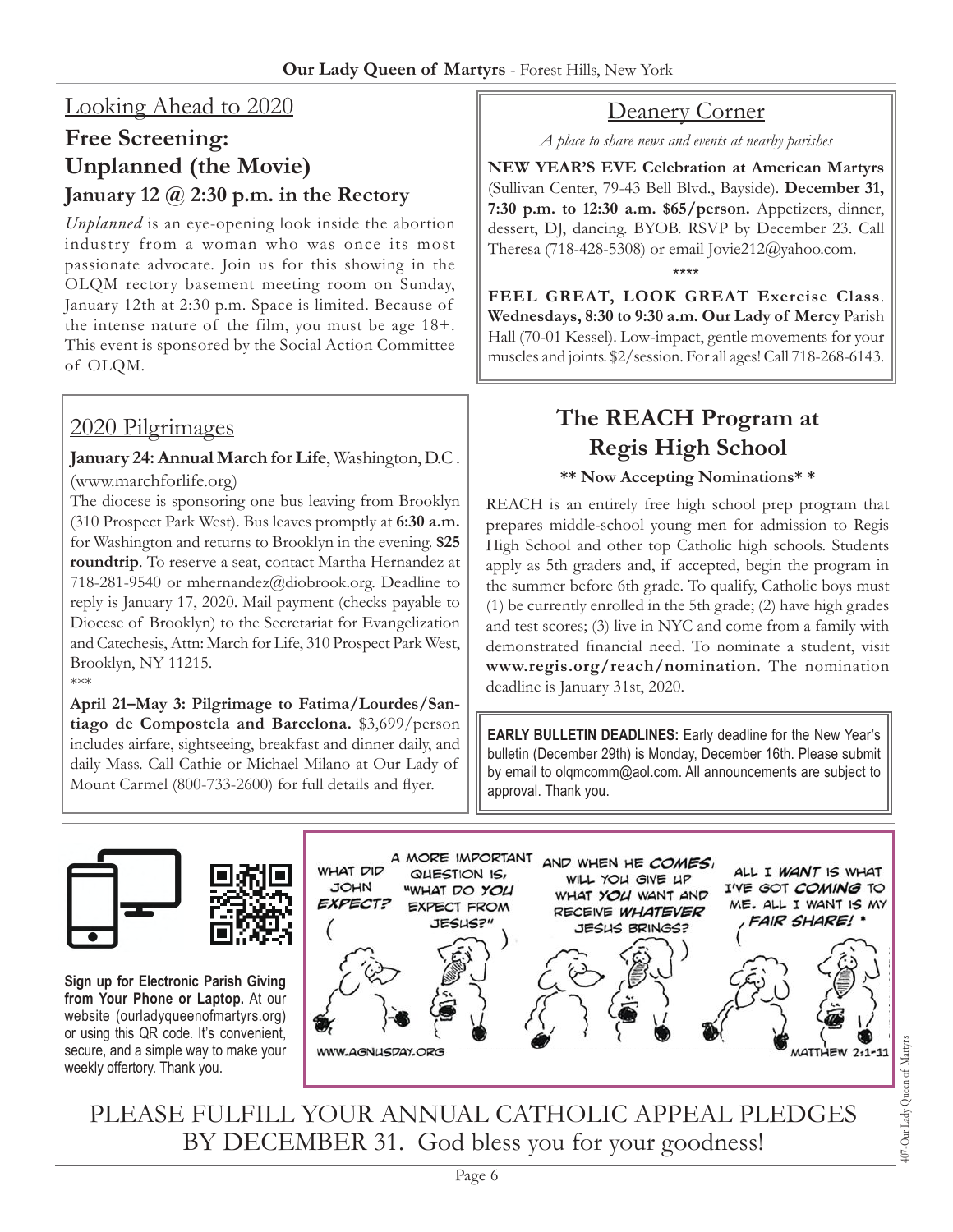## Looking Ahead to 2020

### Free Screening: Unplanned (the Movie)

### January 12 @ 2:30 p.m. in the Rectory

*Unplanned* is an eye-opening look inside the abortion industry from a woman who was once its most passionate advocate. Join us for this showing in the OLQM rectory basement meeting room on Sunday, January 12th at 2:30 p.m. Space is limited. Because of the intense nature of the film, you must be age 18+. This event is sponsored by the Social Action Committee of OLQM.

## Deanery Corner

*A place to share news and events at nearby parishes*

**NEW YEAR'S EVE Celebration at American Martyrs** (Sullivan Center, 79-43 Bell Blvd., Bayside). **December 31, 7:30 p.m. to 12:30 a.m. $65/person.** Appetizers, dinner, dessert, DJ, dancing. BYOB. RSVP by December 23. Call Theresa (718-428-5308) or email Jovie212@yahoo.com.

****

**FEEL GREAT, LOOK GREAT Exercise Class**. **Wednesdays, 8:30 to 9:30 a.m. Our Lady of Mercy** Parish Hall (70-01 Kessel). Low-impact, gentle movements for your muscles and joints. $2/session. For all ages! Call 718-268-6143.

## 2020 Pilgrimages

**January 24: Annual March for Life**, Washington, D.C . (www.marchforlife.org)

The diocese is sponsoring one bus leaving from Brooklyn (310 Prospect Park West). Bus leaves promptly at **6:30 a.m.** for Washington and returns to Brooklyn in the evening. **$25 roundtrip**. To reserve a seat, contact Martha Hernandez at 718-281-9540 or mhernandez@diobrook.org. Deadline to reply is January 17, 2020. Mail payment (checks payable to Diocese of Brooklyn) to the Secretariat for Evangelization and Catechesis, Attn: March for Life, 310 Prospect Park West, Brooklyn, NY 11215.

***

**April 21–May 3: Pilgrimage to Fatima/Lourdes/Santiago de Compostela and Barcelona.** $3,699/person includes airfare, sightseeing, breakfast and dinner daily, and daily Mass. Call Cathie or Michael Milano at Our Lady of Mount Carmel (800-733-2600) for full details and flyer.

## The REACH Program at Regis High School

**** Now Accepting Nominations* ***

REACH is an entirely free high school prep program that prepares middle-school young men for admission to Regis High School and other top Catholic high schools. Students apply as 5th graders and, if accepted, begin the program in the summer before 6th grade. To qualify, Catholic boys must (1) be currently enrolled in the 5th grade; (2) have high grades and test scores; (3) live in NYC and come from a family with demonstrated financial need. To nominate a student, visit **www.regis.org/reach/nomination**. The nomination deadline is January 31st, 2020.

**EARLY BULLETIN DEADLINES:** Early deadline for the New Year's bulletin (December 29th) is Monday, December 16th. Please submit by email to olqmcomm@aol.com. All announcements are subject to approval. Thank you.

**Sign up for Electronic Parish Giving from Your Phone or Laptop.** At our website (ourladyqueenofmartyrs.org) or using this QR code. It's convenient, secure, and a simple way to make your weekly offertory. Thank you.

PLEASE FULFILL YOUR ANNUAL CATHOLIC APPEAL PLEDGES BY DECEMBER 31. God bless you for your goodness!